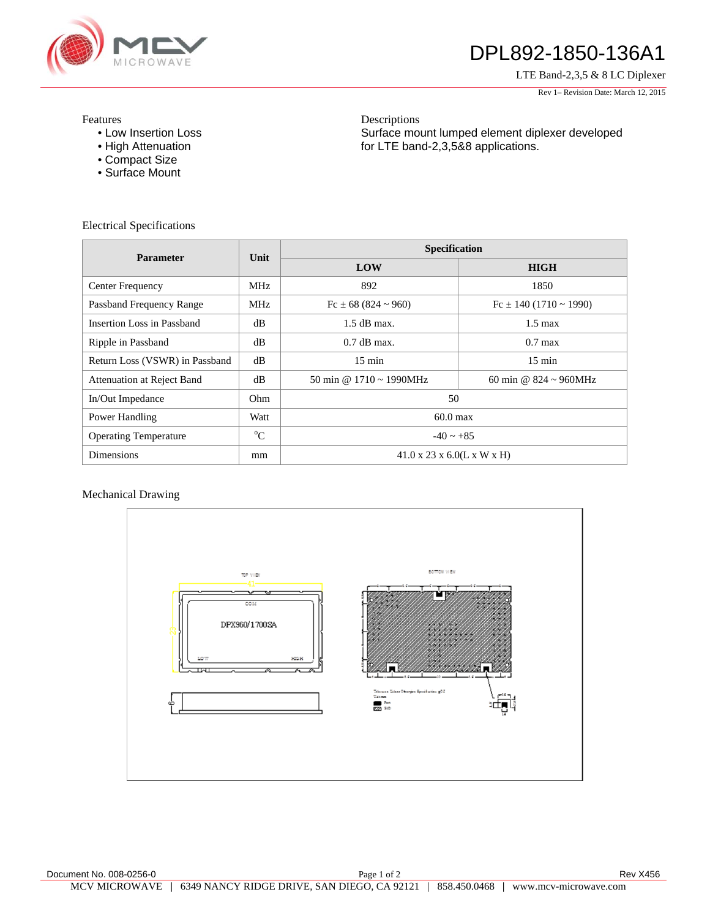# DPL892-1850-136A1

LTE Band-2,3,5 & 8 LC Diplexer

Rev 1– Revision Date: March 12, 2015

Features
- Low Insertion Loss
- High Attenuation
- Compact Size
- Surface Mount

Descriptions

Surface mount lumped element diplexer developed for LTE band-2,3,5&8 applications.

## Electrical Specifications

| Parameter | Unit | Specification | |
|---|---|---|---|
| | | **LOW** | **HIGH** |
| Center Frequency | MHz | 892 | 1850 |
| Passband Frequency Range | MHz | Fc ± 68 (824 ~ 960) | Fc ± 140 (1710 ~ 1990) |
| Insertion Loss in Passband | dB | 1.5 dB max. | 1.5 max |
| Ripple in Passband | dB | 0.7 dB max. | 0.7 max |
| Return Loss (VSWR) in Passband | dB | 15 min | 15 min |
| Attenuation at Reject Band | dB | 50 min @ 1710 ~ 1990MHz | 60 min @ 824 ~ 960MHz |
| In/Out Impedance | Ohm | 50 | |
| Power Handling | Watt | 60.0 max | |
| Operating Temperature | °C | -40 ~ +85 | |
| Dimensions | mm | 41.0 x 23 x 6.0(L x W x H) | |

## Mechanical Drawing

TOP VIEW

BOTTOM VIEW

DPX960/1700SA

COM

LOW

HIGH

Document No. 008-0256-0

Rev X456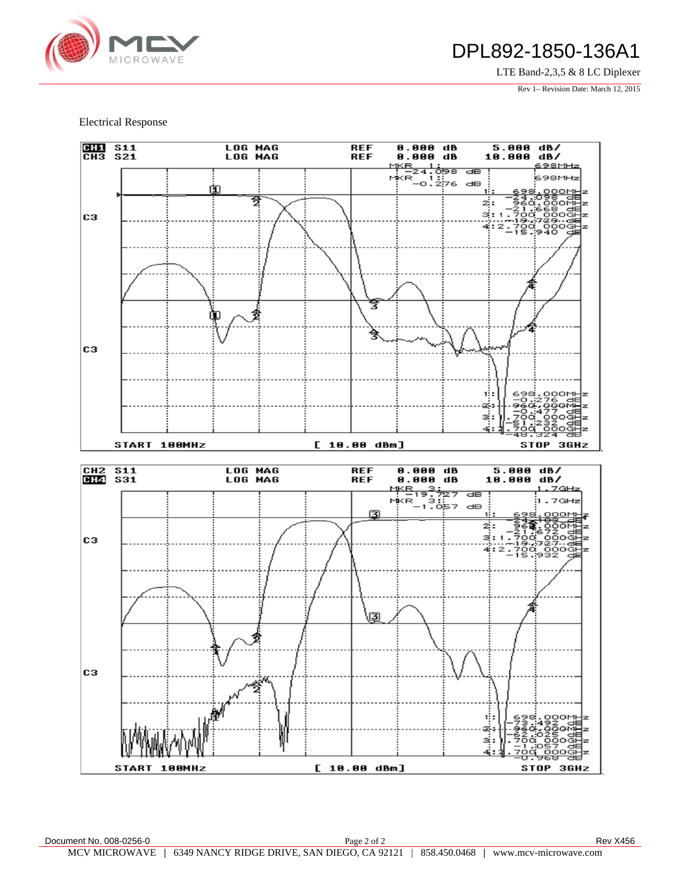# DPL892-1850-136A1

LTE Band-2,3,5 & 8 LC Diplexer

Rev 1– Revision Date: March 12, 2015

Electrical Response

CH1 S11 LOG MAG REF 0.000 dB 5.000 dB/
CH3 S21 LOG MAG REF 0.000 dB 10.000 dB/

MKR 1: -24.098 dB 698MHz
MKR 1: -0.276 dB 698MHz

1: 698.000MHz -24.098 dB
2: 960.000MHz -21.668 dB
3: 1.700 000GHz -19.729 dB
4: 2.700 000GHz -15.940 dB

C3
C3

1: 698.000MHz -0.276 dB
2: 960.000MHz -0.477 dB
3: 1.700 000GHz -51.232 dB
4: 2.700 000GHz -48.324 dB

START 100MHz [ 10.00 dBm] STOP 3GHz

CH2 S11 LOG MAG REF 0.000 dB 5.000 dB/
CH4 S31 LOG MAG REF 0.000 dB 10.000 dB/

MKR 3: -19.727 dB 1.7GHz
MKR 3: -1.057 dB 1.7GHz

1: 698.000MHz -24.105 dB
2: 960.000MHz -21.672 dB
3: 1.700 000GHz -19.727 dB
4: 2.700 000GHz -15.932 dB

C3
C3

1: 698.000MHz -73.492 dB
2: 960.000MHz -62.025 dB
3: 1.700 000GHz -1.057 dB
4: 2.700 000GHz -0.968 dB

START 100MHz [ 10.00 dBm] STOP 3GHz

Document No. 008-0256-0 Rev X456

MCV MICROWAVE | 6349 NANCY RIDGE DRIVE, SAN DIEGO, CA 92121 | 858.450.0468 | www.mcv-microwave.com